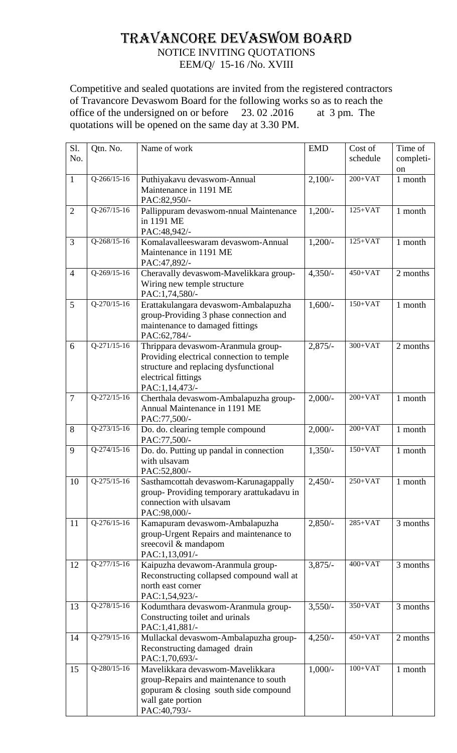# TRAVANCORE DEVASWOM BOARD

NOTICE INVITING QUOTATIONS

EEM/Q/ 15-16 /No. XVIII

Competitive and sealed quotations are invited from the registered contractors of Travancore Devaswom Board for the following works so as to reach the office of the undersigned on or before 23. 02 .2016 at 3 pm. The quotations will be opened on the same day at 3.30 PM.

| Sl. No. | Qtn. No. | Name of work | EMD | Cost of schedule | Time of completi-on |
|---|---|---|---|---|---|
| 1 | Q-266/15-16 | Puthiyakavu devaswom-Annual Maintenance in 1191 ME PAC:82,950/- | 2,100/- | 200+VAT | 1 month |
| 2 | Q-267/15-16 | Pallippuram devaswom-nnual Maintenance in 1191 ME PAC:48,942/- | 1,200/- | 125+VAT | 1 month |
| 3 | Q-268/15-16 | Komalavalleeswaram devaswom-Annual Maintenance in 1191 ME PAC:47,892/- | 1,200/- | 125+VAT | 1 month |
| 4 | Q-269/15-16 | Cheravally devaswom-Mavelikkara group-Wiring new temple structure PAC:1,74,580/- | 4,350/- | 450+VAT | 2 months |
| 5 | Q-270/15-16 | Erattakulangara devaswom-Ambalapuzha group-Providing 3 phase connection and maintenance to damaged fittings PAC:62,784/- | 1,600/- | 150+VAT | 1 month |
| 6 | Q-271/15-16 | Thrippara devaswom-Aranmula group-Providing electrical connection to temple structure and replacing dysfunctional electrical fittings PAC:1,14,473/- | 2,875/- | 300+VAT | 2 months |
| 7 | Q-272/15-16 | Cherthala devaswom-Ambalapuzha group-Annual Maintenance in 1191 ME PAC:77,500/- | 2,000/- | 200+VAT | 1 month |
| 8 | Q-273/15-16 | Do. do. clearing temple compound PAC:77,500/- | 2,000/- | 200+VAT | 1 month |
| 9 | Q-274/15-16 | Do. do. Putting up pandal in connection with ulsavam PAC:52,800/- | 1,350/- | 150+VAT | 1 month |
| 10 | Q-275/15-16 | Sasthamcottah devaswom-Karunagappally group- Providing temporary arattukadavu in connection with ulsavam PAC:98,000/- | 2,450/- | 250+VAT | 1 month |
| 11 | Q-276/15-16 | Kamapuram devaswom-Ambalapuzha group-Urgent Repairs and maintenance to sreecovil & mandapom PAC:1,13,091/- | 2,850/- | 285+VAT | 3 months |
| 12 | Q-277/15-16 | Kaipuzha devawom-Aranmula group-Reconstructing collapsed compound wall at north east corner PAC:1,54,923/- | 3,875/- | 400+VAT | 3 months |
| 13 | Q-278/15-16 | Kodumthara devaswom-Aranmula group-Constructing toilet and urinals PAC:1,41,881/- | 3,550/- | 350+VAT | 3 months |
| 14 | Q-279/15-16 | Mullackal devaswom-Ambalapuzha group-Reconstructing damaged drain PAC:1,70,693/- | 4,250/- | 450+VAT | 2 months |
| 15 | Q-280/15-16 | Mavelikkara devaswom-Mavelikkara group-Repairs and maintenance to south gopuram & closing south side compound wall gate portion PAC:40,793/- | 1,000/- | 100+VAT | 1 month |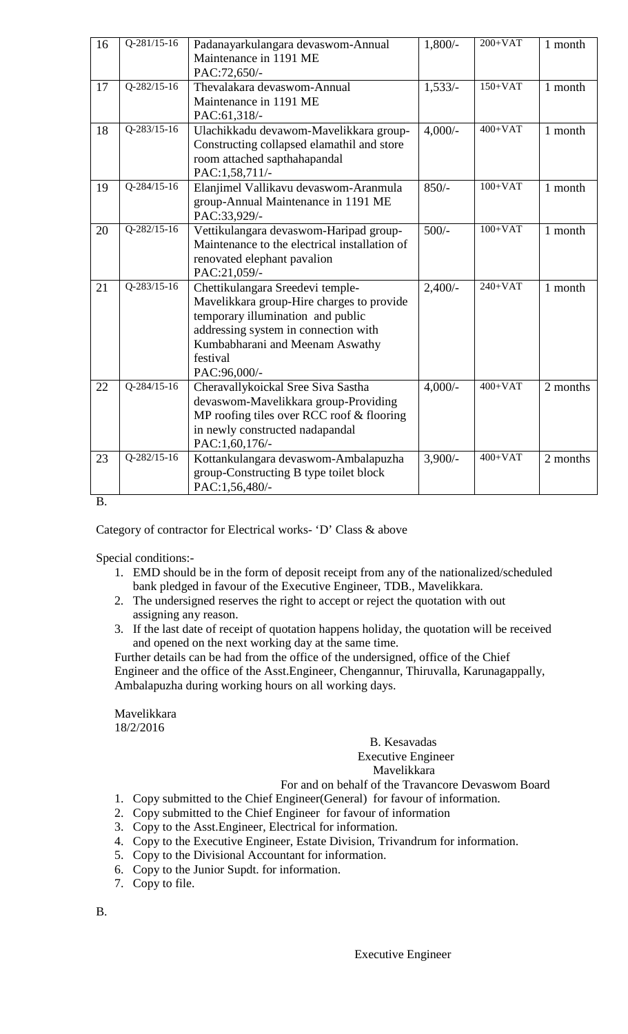| | | | | | |
|---|---|---|---|---|---|
| 16 | Q-281/15-16 | Padanayarkulangara devaswom-Annual Maintenance in 1191 ME PAC:72,650/- | 1,800/- | 200+VAT | 1 month |
| 17 | Q-282/15-16 | Thevalakara devaswom-Annual Maintenance in 1191 ME PAC:61,318/- | 1,533/- | 150+VAT | 1 month |
| 18 | Q-283/15-16 | Ulachikkadu devawom-Mavelikkara group-Constructing collapsed elamathil and store room attached sapthahapandal PAC:1,58,711/- | 4,000/- | 400+VAT | 1 month |
| 19 | Q-284/15-16 | Elanjimel Vallikavu devaswom-Aranmula group-Annual Maintenance in 1191 ME PAC:33,929/- | 850/- | 100+VAT | 1 month |
| 20 | Q-282/15-16 | Vettikulangara devaswom-Haripad group-Maintenance to the electrical installation of renovated elephant pavalion PAC:21,059/- | 500/- | 100+VAT | 1 month |
| 21 | Q-283/15-16 | Chettikulangara Sreedevi temple-Mavelikkara group-Hire charges to provide temporary illumination and public addressing system in connection with Kumbabharani and Meenam Aswathy festival PAC:96,000/- | 2,400/- | 240+VAT | 1 month |
| 22 | Q-284/15-16 | Cheravallykoickal Sree Siva Sastha devaswom-Mavelikkara group-Providing MP roofing tiles over RCC roof & flooring in newly constructed nadapandal PAC:1,60,176/- | 4,000/- | 400+VAT | 2 months |
| 23 | Q-282/15-16 | Kottankulangara devaswom-Ambalapuzha group-Constructing B type toilet block PAC:1,56,480/- | 3,900/- | 400+VAT | 2 months |

B.

Category of contractor for Electrical works- 'D' Class & above

Special conditions:-

1. EMD should be in the form of deposit receipt from any of the nationalized/scheduled bank pledged in favour of the Executive Engineer, TDB., Mavelikkara.
2. The undersigned reserves the right to accept or reject the quotation with out assigning any reason.
3. If the last date of receipt of quotation happens holiday, the quotation will be received and opened on the next working day at the same time.

Further details can be had from the office of the undersigned, office of the Chief Engineer and the office of the Asst.Engineer, Chengannur, Thiruvalla, Karunagappally, Ambalapuzha during working hours on all working days.

Mavelikkara
18/2/2016

B. Kesavadas
Executive Engineer
Mavelikkara
For and on behalf of the Travancore Devaswom Board

1. Copy submitted to the Chief Engineer(General) for favour of information.
2. Copy submitted to the Chief Engineer for favour of information
3. Copy to the Asst.Engineer, Electrical for information.
4. Copy to the Executive Engineer, Estate Division, Trivandrum for information.
5. Copy to the Divisional Accountant for information.
6. Copy to the Junior Supdt. for information.
7. Copy to file.

B.

Executive Engineer